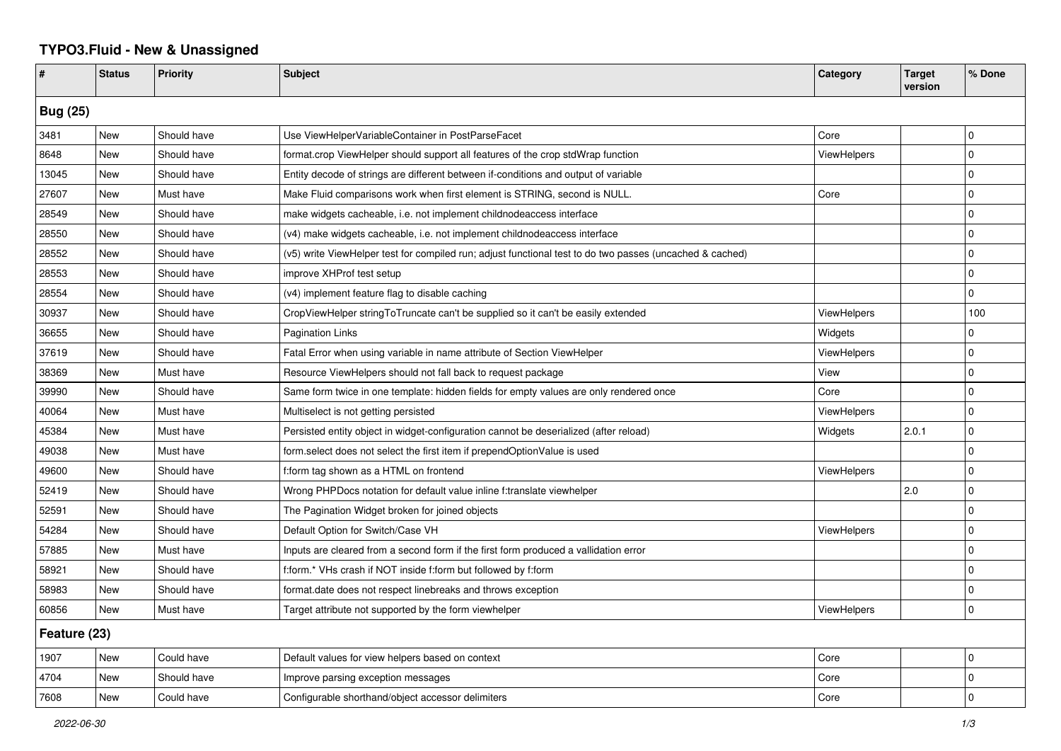# TYPO3.Fluid - New & Unassigned

| # | Status | Priority | Subject | Category | Target version | % Done |
|---|---|---|---|---|---|---|
| **Bug (25)** | | | | | | |
| 3481 | New | Should have | Use ViewHelperVariableContainer in PostParseFacet | Core | | 0 |
| 8648 | New | Should have | format.crop ViewHelper should support all features of the crop stdWrap function | ViewHelpers | | 0 |
| 13045 | New | Should have | Entity decode of strings are different between if-conditions and output of variable | | | 0 |
| 27607 | New | Must have | Make Fluid comparisons work when first element is STRING, second is NULL. | Core | | 0 |
| 28549 | New | Should have | make widgets cacheable, i.e. not implement childnodeaccess interface | | | 0 |
| 28550 | New | Should have | (v4) make widgets cacheable, i.e. not implement childnodeaccess interface | | | 0 |
| 28552 | New | Should have | (v5) write ViewHelper test for compiled run; adjust functional test to do two passes (uncached & cached) | | | 0 |
| 28553 | New | Should have | improve XHProf test setup | | | 0 |
| 28554 | New | Should have | (v4) implement feature flag to disable caching | | | 0 |
| 30937 | New | Should have | CropViewHelper stringToTruncate can't be supplied so it can't be easily extended | ViewHelpers | | 100 |
| 36655 | New | Should have | Pagination Links | Widgets | | 0 |
| 37619 | New | Should have | Fatal Error when using variable in name attribute of Section ViewHelper | ViewHelpers | | 0 |
| 38369 | New | Must have | Resource ViewHelpers should not fall back to request package | View | | 0 |
| 39990 | New | Should have | Same form twice in one template: hidden fields for empty values are only rendered once | Core | | 0 |
| 40064 | New | Must have | Multiselect is not getting persisted | ViewHelpers | | 0 |
| 45384 | New | Must have | Persisted entity object in widget-configuration cannot be deserialized (after reload) | Widgets | 2.0.1 | 0 |
| 49038 | New | Must have | form.select does not select the first item if prependOptionValue is used | | | 0 |
| 49600 | New | Should have | f:form tag shown as a HTML on frontend | ViewHelpers | | 0 |
| 52419 | New | Should have | Wrong PHPDocs notation for default value inline f:translate viewhelper | | 2.0 | 0 |
| 52591 | New | Should have | The Pagination Widget broken for joined objects | | | 0 |
| 54284 | New | Should have | Default Option for Switch/Case VH | ViewHelpers | | 0 |
| 57885 | New | Must have | Inputs are cleared from a second form if the first form produced a vallidation error | | | 0 |
| 58921 | New | Should have | f:form.* VHs crash if NOT inside f:form but followed by f:form | | | 0 |
| 58983 | New | Should have | format.date does not respect linebreaks and throws exception | | | 0 |
| 60856 | New | Must have | Target attribute not supported by the form viewhelper | ViewHelpers | | 0 |
| **Feature (23)** | | | | | | |
| 1907 | New | Could have | Default values for view helpers based on context | Core | | 0 |
| 4704 | New | Should have | Improve parsing exception messages | Core | | 0 |
| 7608 | New | Could have | Configurable shorthand/object accessor delimiters | Core | | 0 |

*2022-06-30*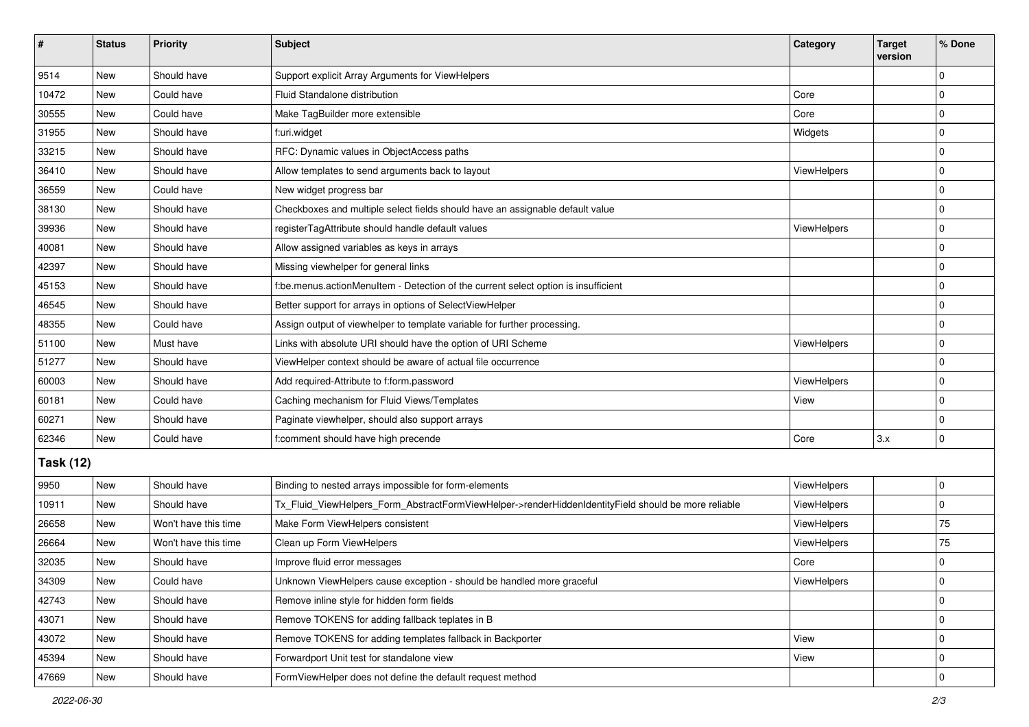| # | Status | Priority | Subject | Category | Target version | % Done |
| --- | --- | --- | --- | --- | --- | --- |
| 9514 | New | Should have | Support explicit Array Arguments for ViewHelpers | | | 0 |
| 10472 | New | Could have | Fluid Standalone distribution | Core | | 0 |
| 30555 | New | Could have | Make TagBuilder more extensible | Core | | 0 |
| 31955 | New | Should have | f:uri.widget | Widgets | | 0 |
| 33215 | New | Should have | RFC: Dynamic values in ObjectAccess paths | | | 0 |
| 36410 | New | Should have | Allow templates to send arguments back to layout | ViewHelpers | | 0 |
| 36559 | New | Could have | New widget progress bar | | | 0 |
| 38130 | New | Should have | Checkboxes and multiple select fields should have an assignable default value | | | 0 |
| 39936 | New | Should have | registerTagAttribute should handle default values | ViewHelpers | | 0 |
| 40081 | New | Should have | Allow assigned variables as keys in arrays | | | 0 |
| 42397 | New | Should have | Missing viewhelper for general links | | | 0 |
| 45153 | New | Should have | f:be.menus.actionMenuItem - Detection of the current select option is insufficient | | | 0 |
| 46545 | New | Should have | Better support for arrays in options of SelectViewHelper | | | 0 |
| 48355 | New | Could have | Assign output of viewhelper to template variable for further processing. | | | 0 |
| 51100 | New | Must have | Links with absolute URI should have the option of URI Scheme | ViewHelpers | | 0 |
| 51277 | New | Should have | ViewHelper context should be aware of actual file occurrence | | | 0 |
| 60003 | New | Should have | Add required-Attribute to f:form.password | ViewHelpers | | 0 |
| 60181 | New | Could have | Caching mechanism for Fluid Views/Templates | View | | 0 |
| 60271 | New | Should have | Paginate viewhelper, should also support arrays | | | 0 |
| 62346 | New | Could have | f:comment should have high precende | Core | 3.x | 0 |
| **Task (12)** | | | | | | |
| 9950 | New | Should have | Binding to nested arrays impossible for form-elements | ViewHelpers | | 0 |
| 10911 | New | Should have | Tx_Fluid_ViewHelpers_Form_AbstractFormViewHelper->renderHiddenIdentityField should be more reliable | ViewHelpers | | 0 |
| 26658 | New | Won't have this time | Make Form ViewHelpers consistent | ViewHelpers | | 75 |
| 26664 | New | Won't have this time | Clean up Form ViewHelpers | ViewHelpers | | 75 |
| 32035 | New | Should have | Improve fluid error messages | Core | | 0 |
| 34309 | New | Could have | Unknown ViewHelpers cause exception - should be handled more graceful | ViewHelpers | | 0 |
| 42743 | New | Should have | Remove inline style for hidden form fields | | | 0 |
| 43071 | New | Should have | Remove TOKENS for adding fallback teplates in B | | | 0 |
| 43072 | New | Should have | Remove TOKENS for adding templates fallback in Backporter | View | | 0 |
| 45394 | New | Should have | Forwardport Unit test for standalone view | View | | 0 |
| 47669 | New | Should have | FormViewHelper does not define the default request method | | | 0 |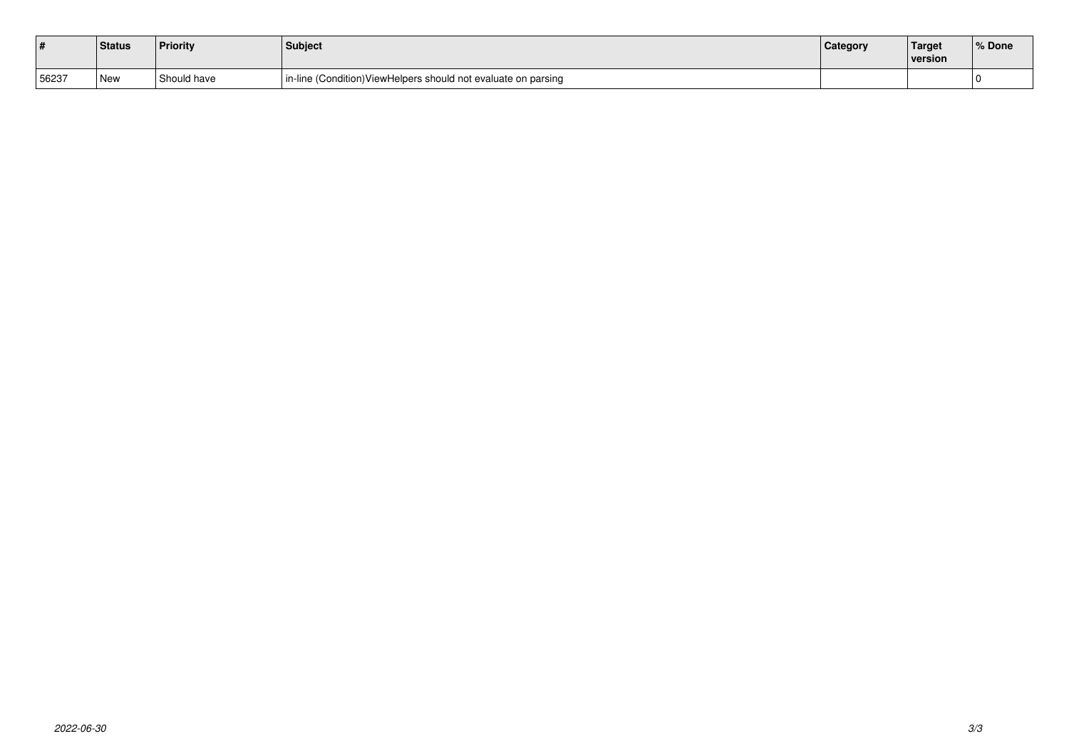| # | Status | Priority | Subject | Category | Target version | % Done |
| --- | --- | --- | --- | --- | --- | --- |
| 56237 | New | Should have | in-line (Condition)ViewHelpers should not evaluate on parsing | | | 0 |